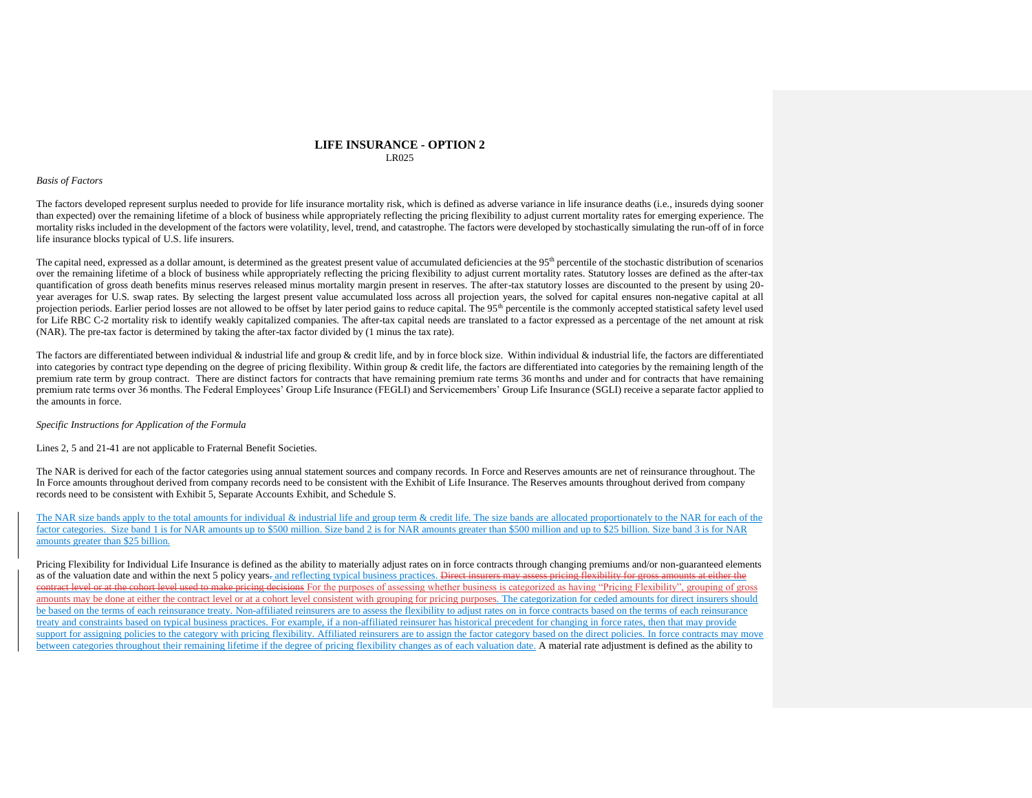# LIFE INSURANCE - OPTION 2

LR025

*Basis of Factors*

The factors developed represent surplus needed to provide for life insurance mortality risk, which is defined as adverse variance in life insurance deaths (i.e., insureds dying sooner than expected) over the remaining lifetime of a block of business while appropriately reflecting the pricing flexibility to adjust current mortality rates for emerging experience. The mortality risks included in the development of the factors were volatility, level, trend, and catastrophe. The factors were developed by stochastically simulating the run-off of in force life insurance blocks typical of U.S. life insurers.

The capital need, expressed as a dollar amount, is determined as the greatest present value of accumulated deficiencies at the 95th percentile of the stochastic distribution of scenarios over the remaining lifetime of a block of business while appropriately reflecting the pricing flexibility to adjust current mortality rates. Statutory losses are defined as the after-tax quantification of gross death benefits minus reserves released minus mortality margin present in reserves. The after-tax statutory losses are discounted to the present by using 20-year averages for U.S. swap rates. By selecting the largest present value accumulated loss across all projection years, the solved for capital ensures non-negative capital at all projection periods. Earlier period losses are not allowed to be offset by later period gains to reduce capital. The 95th percentile is the commonly accepted statistical safety level used for Life RBC C-2 mortality risk to identify weakly capitalized companies. The after-tax capital needs are translated to a factor expressed as a percentage of the net amount at risk (NAR). The pre-tax factor is determined by taking the after-tax factor divided by (1 minus the tax rate).

The factors are differentiated between individual & industrial life and group & credit life, and by in force block size. Within individual & industrial life, the factors are differentiated into categories by contract type depending on the degree of pricing flexibility. Within group & credit life, the factors are differentiated into categories by the remaining length of the premium rate term by group contract. There are distinct factors for contracts that have remaining premium rate terms 36 months and under and for contracts that have remaining premium rate terms over 36 months. The Federal Employees' Group Life Insurance (FEGLI) and Servicemembers' Group Life Insurance (SGLI) receive a separate factor applied to the amounts in force.

*Specific Instructions for Application of the Formula*

Lines 2, 5 and 21-41 are not applicable to Fraternal Benefit Societies.

The NAR is derived for each of the factor categories using annual statement sources and company records. In Force and Reserves amounts are net of reinsurance throughout. The In Force amounts throughout derived from company records need to be consistent with the Exhibit of Life Insurance. The Reserves amounts throughout derived from company records need to be consistent with Exhibit 5, Separate Accounts Exhibit, and Schedule S.

The NAR size bands apply to the total amounts for individual & industrial life and group term & credit life. The size bands are allocated proportionately to the NAR for each of the factor categories. Size band 1 is for NAR amounts up to $500 million. Size band 2 is for NAR amounts greater than $500 million and up to $25 billion. Size band 3 is for NAR amounts greater than $25 billion.

Pricing Flexibility for Individual Life Insurance is defined as the ability to materially adjust rates on in force contracts through changing premiums and/or non-guaranteed elements as of the valuation date and within the next 5 policy years~~.~~ and reflecting typical business practices. ~~Direct insurers may assess pricing flexibility for gross amounts at either the contract level or at the cohort level used to make pricing decisions~~ For the purposes of assessing whether business is categorized as having "Pricing Flexibility", grouping of gross amounts may be done at either the contract level or at a cohort level consistent with grouping for pricing purposes. The categorization for ceded amounts for direct insurers should be based on the terms of each reinsurance treaty. Non-affiliated reinsurers are to assess the flexibility to adjust rates on in force contracts based on the terms of each reinsurance treaty and constraints based on typical business practices. For example, if a non-affiliated reinsurer has historical precedent for changing in force rates, then that may provide support for assigning policies to the category with pricing flexibility. Affiliated reinsurers are to assign the factor category based on the direct policies. In force contracts may move between categories throughout their remaining lifetime if the degree of pricing flexibility changes as of each valuation date. A material rate adjustment is defined as the ability to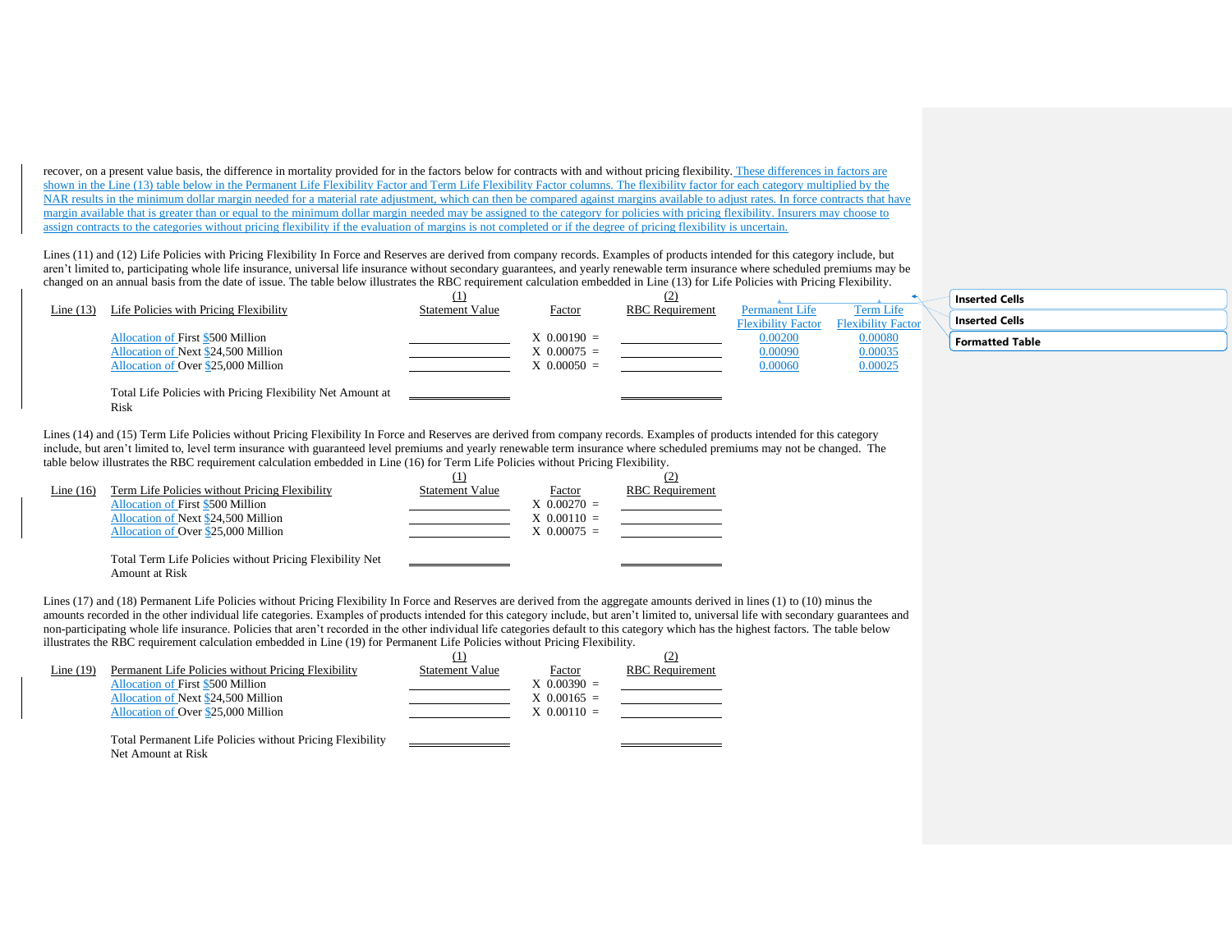recover, on a present value basis, the difference in mortality provided for in the factors below for contracts with and without pricing flexibility. These differences in factors are shown in the Line (13) table below in the Permanent Life Flexibility Factor and Term Life Flexibility Factor columns. The flexibility factor for each category multiplied by the NAR results in the minimum dollar margin needed for a material rate adjustment, which can then be compared against margins available to adjust rates. In force contracts that have margin available that is greater than or equal to the minimum dollar margin needed may be assigned to the category for policies with pricing flexibility. Insurers may choose to assign contracts to the categories without pricing flexibility if the evaluation of margins is not completed or if the degree of pricing flexibility is uncertain.

Lines (11) and (12) Life Policies with Pricing Flexibility In Force and Reserves are derived from company records. Examples of products intended for this category include, but aren't limited to, participating whole life insurance, universal life insurance without secondary guarantees, and yearly renewable term insurance where scheduled premiums may be changed on an annual basis from the date of issue. The table below illustrates the RBC requirement calculation embedded in Line (13) for Life Policies with Pricing Flexibility.

| | | (1) | | (2) | | |
|---|---|---|---|---|---|---|
| Line (13) | Life Policies with Pricing Flexibility | Statement Value | Factor | RBC Requirement | Permanent Life Flexibility Factor | Term Life Flexibility Factor |
| | Allocation of First $500 Million | | X 0.00190 = | | 0.00200 | 0.00080 |
| | Allocation of Next $24,500 Million | | X 0.00075 = | | 0.00090 | 0.00035 |
| | Allocation of Over $25,000 Million | | X 0.00050 = | | 0.00060 | 0.00025 |
| | Total Life Policies with Pricing Flexibility Net Amount at Risk | | | | | |

Lines (14) and (15) Term Life Policies without Pricing Flexibility In Force and Reserves are derived from company records. Examples of products intended for this category include, but aren't limited to, level term insurance with guaranteed level premiums and yearly renewable term insurance where scheduled premiums may not be changed. The table below illustrates the RBC requirement calculation embedded in Line (16) for Term Life Policies without Pricing Flexibility.

| | | (1) | | (2) |
|---|---|---|---|---|
| Line (16) | Term Life Policies without Pricing Flexibility | Statement Value | Factor | RBC Requirement |
| | Allocation of First $500 Million | | X 0.00270 = | |
| | Allocation of Next $24,500 Million | | X 0.00110 = | |
| | Allocation of Over $25,000 Million | | X 0.00075 = | |
| | Total Term Life Policies without Pricing Flexibility Net Amount at Risk | | | |

Lines (17) and (18) Permanent Life Policies without Pricing Flexibility In Force and Reserves are derived from the aggregate amounts derived in lines (1) to (10) minus the amounts recorded in the other individual life categories. Examples of products intended for this category include, but aren't limited to, universal life with secondary guarantees and non-participating whole life insurance. Policies that aren't recorded in the other individual life categories default to this category which has the highest factors. The table below illustrates the RBC requirement calculation embedded in Line (19) for Permanent Life Policies without Pricing Flexibility.

| | | (1) | | (2) |
|---|---|---|---|---|
| Line (19) | Permanent Life Policies without Pricing Flexibility | Statement Value | Factor | RBC Requirement |
| | Allocation of First $500 Million | | X 0.00390 = | |
| | Allocation of Next $24,500 Million | | X 0.00165 = | |
| | Allocation of Over $25,000 Million | | X 0.00110 = | |
| | Total Permanent Life Policies without Pricing Flexibility Net Amount at Risk | | | |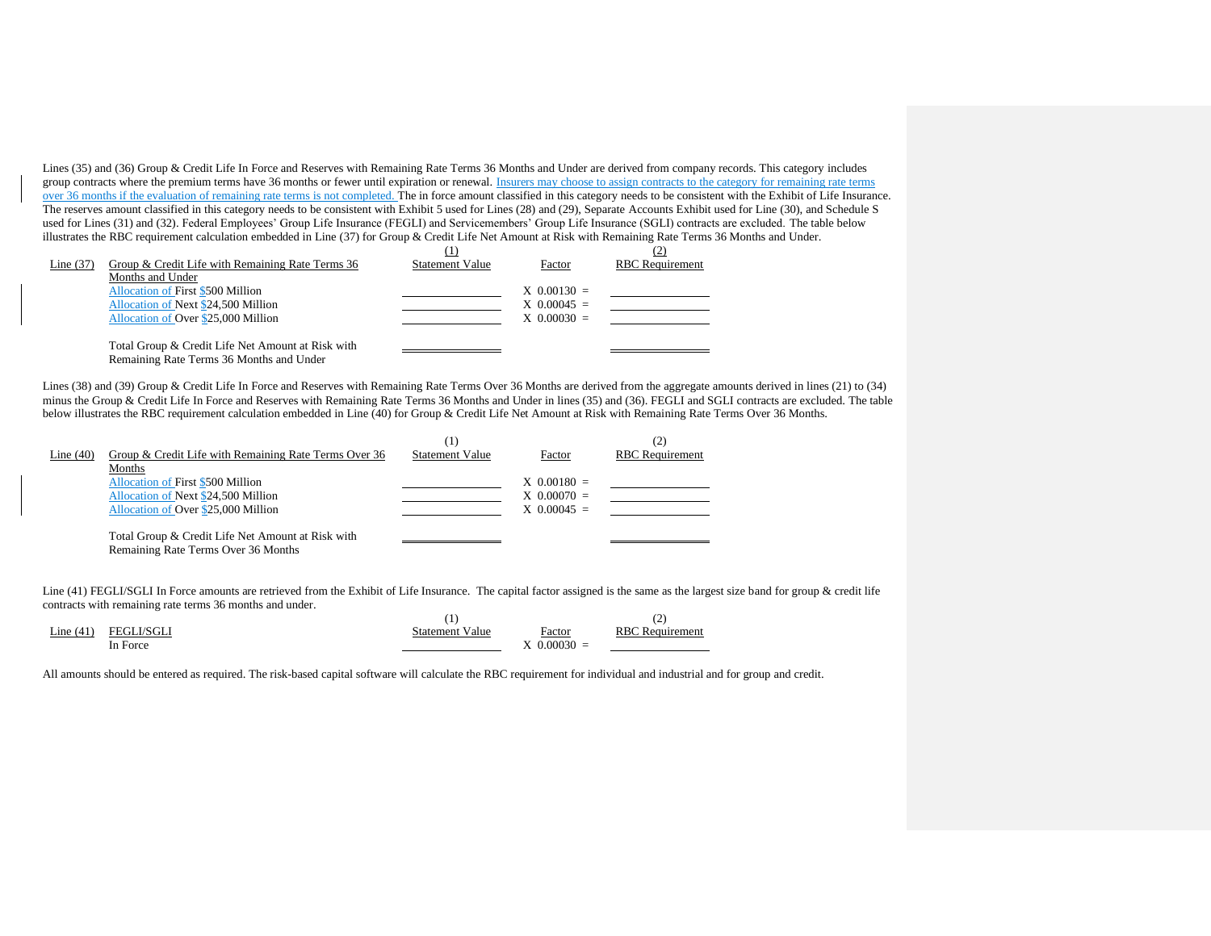Lines (35) and (36) Group & Credit Life In Force and Reserves with Remaining Rate Terms 36 Months and Under are derived from company records. This category includes group contracts where the premium terms have 36 months or fewer until expiration or renewal. Insurers may choose to assign contracts to the category for remaining rate terms over 36 months if the evaluation of remaining rate terms is not completed. The in force amount classified in this category needs to be consistent with the Exhibit of Life Insurance. The reserves amount classified in this category needs to be consistent with Exhibit 5 used for Lines (28) and (29), Separate Accounts Exhibit used for Line (30), and Schedule S used for Lines (31) and (32). Federal Employees' Group Life Insurance (FEGLI) and Servicemembers' Group Life Insurance (SGLI) contracts are excluded. The table below illustrates the RBC requirement calculation embedded in Line (37) for Group & Credit Life Net Amount at Risk with Remaining Rate Terms 36 Months and Under.

| | | (1) | | (2) |
|---|---|---|---|---|
| Line (37) | Group & Credit Life with Remaining Rate Terms 36 Months and Under | Statement Value | Factor | RBC Requirement |
| | Allocation of First $500 Million | | X 0.00130 = | |
| | Allocation of Next $24,500 Million | | X 0.00045 = | |
| | Allocation of Over $25,000 Million | | X 0.00030 = | |
| | Total Group & Credit Life Net Amount at Risk with Remaining Rate Terms 36 Months and Under | | | |

Lines (38) and (39) Group & Credit Life In Force and Reserves with Remaining Rate Terms Over 36 Months are derived from the aggregate amounts derived in lines (21) to (34) minus the Group & Credit Life In Force and Reserves with Remaining Rate Terms 36 Months and Under in lines (35) and (36). FEGLI and SGLI contracts are excluded. The table below illustrates the RBC requirement calculation embedded in Line (40) for Group & Credit Life Net Amount at Risk with Remaining Rate Terms Over 36 Months.

| | | (1) | | (2) |
|---|---|---|---|---|
| Line (40) | Group & Credit Life with Remaining Rate Terms Over 36 Months | Statement Value | Factor | RBC Requirement |
| | Allocation of First $500 Million | | X 0.00180 = | |
| | Allocation of Next $24,500 Million | | X 0.00070 = | |
| | Allocation of Over $25,000 Million | | X 0.00045 = | |
| | Total Group & Credit Life Net Amount at Risk with Remaining Rate Terms Over 36 Months | | | |

Line (41) FEGLI/SGLI In Force amounts are retrieved from the Exhibit of Life Insurance. The capital factor assigned is the same as the largest size band for group & credit life contracts with remaining rate terms 36 months and under.

| | | (1) | | (2) |
|---|---|---|---|---|
| Line (41) | FEGLI/SGLI | Statement Value | Factor | RBC Requirement |
| | In Force | | X 0.00030 = | |

All amounts should be entered as required. The risk-based capital software will calculate the RBC requirement for individual and industrial and for group and credit.